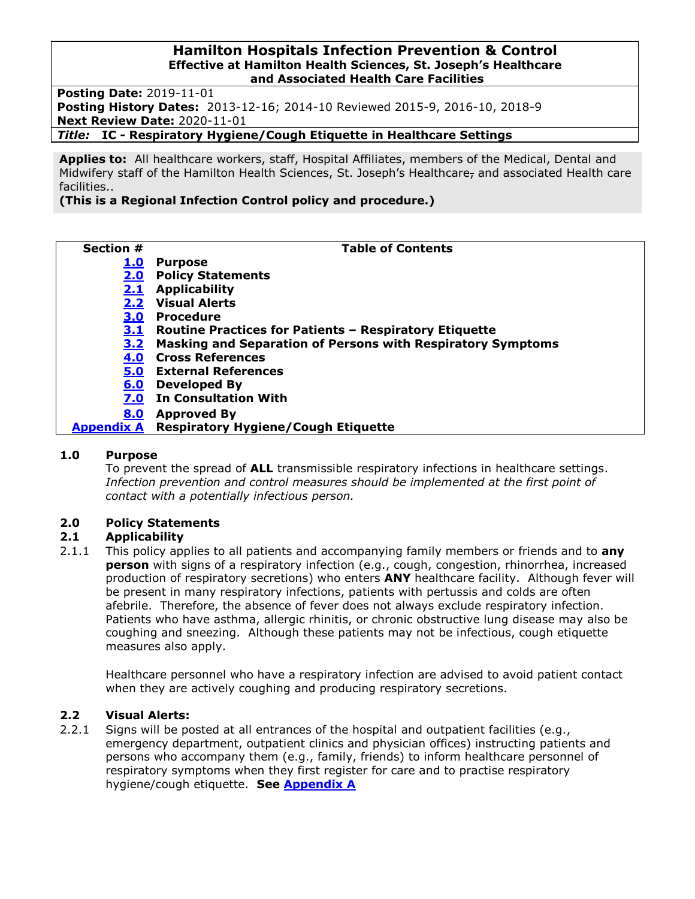# Hamilton Hospitals Infection Prevention & Control

**Effective at Hamilton Health Sciences, St. Joseph's Healthcare and Associated Health Care Facilities**

**Posting Date:** 2019-11-01
**Posting History Dates:** 2013-12-16; 2014-10 Reviewed 2015-9, 2016-10, 2018-9
**Next Review Date:** 2020-11-01
***Title:*** **IC - Respiratory Hygiene/Cough Etiquette in Healthcare Settings**

**Applies to:** All healthcare workers, staff, Hospital Affiliates, members of the Medical, Dental and Midwifery staff of the Hamilton Health Sciences, St. Joseph's Healthcare, and associated Health care facilities..
**(This is a Regional Infection Control policy and procedure.)**

| Section # | Table of Contents |
| --- | --- |
| 1.0 | **Purpose** |
| 2.0 | **Policy Statements** |
| 2.1 | **Applicability** |
| 2.2 | **Visual Alerts** |
| 3.0 | **Procedure** |
| 3.1 | **Routine Practices for Patients – Respiratory Etiquette** |
| 3.2 | **Masking and Separation of Persons with Respiratory Symptoms** |
| 4.0 | **Cross References** |
| 5.0 | **External References** |
| 6.0 | **Developed By** |
| 7.0 | **In Consultation With** |
| 8.0 | **Approved By** |
| Appendix A | **Respiratory Hygiene/Cough Etiquette** |

## 1.0 Purpose

To prevent the spread of **ALL** transmissible respiratory infections in healthcare settings. *Infection prevention and control measures should be implemented at the first point of contact with a potentially infectious person.*

## 2.0 Policy Statements

### 2.1 Applicability

2.1.1 This policy applies to all patients and accompanying family members or friends and to **any person** with signs of a respiratory infection (e.g., cough, congestion, rhinorrhea, increased production of respiratory secretions) who enters **ANY** healthcare facility. Although fever will be present in many respiratory infections, patients with pertussis and colds are often afebrile. Therefore, the absence of fever does not always exclude respiratory infection. Patients who have asthma, allergic rhinitis, or chronic obstructive lung disease may also be coughing and sneezing. Although these patients may not be infectious, cough etiquette measures also apply.

Healthcare personnel who have a respiratory infection are advised to avoid patient contact when they are actively coughing and producing respiratory secretions.

### 2.2 Visual Alerts:

2.2.1 Signs will be posted at all entrances of the hospital and outpatient facilities (e.g., emergency department, outpatient clinics and physician offices) instructing patients and persons who accompany them (e.g., family, friends) to inform healthcare personnel of respiratory symptoms when they first register for care and to practise respiratory hygiene/cough etiquette. **See Appendix A**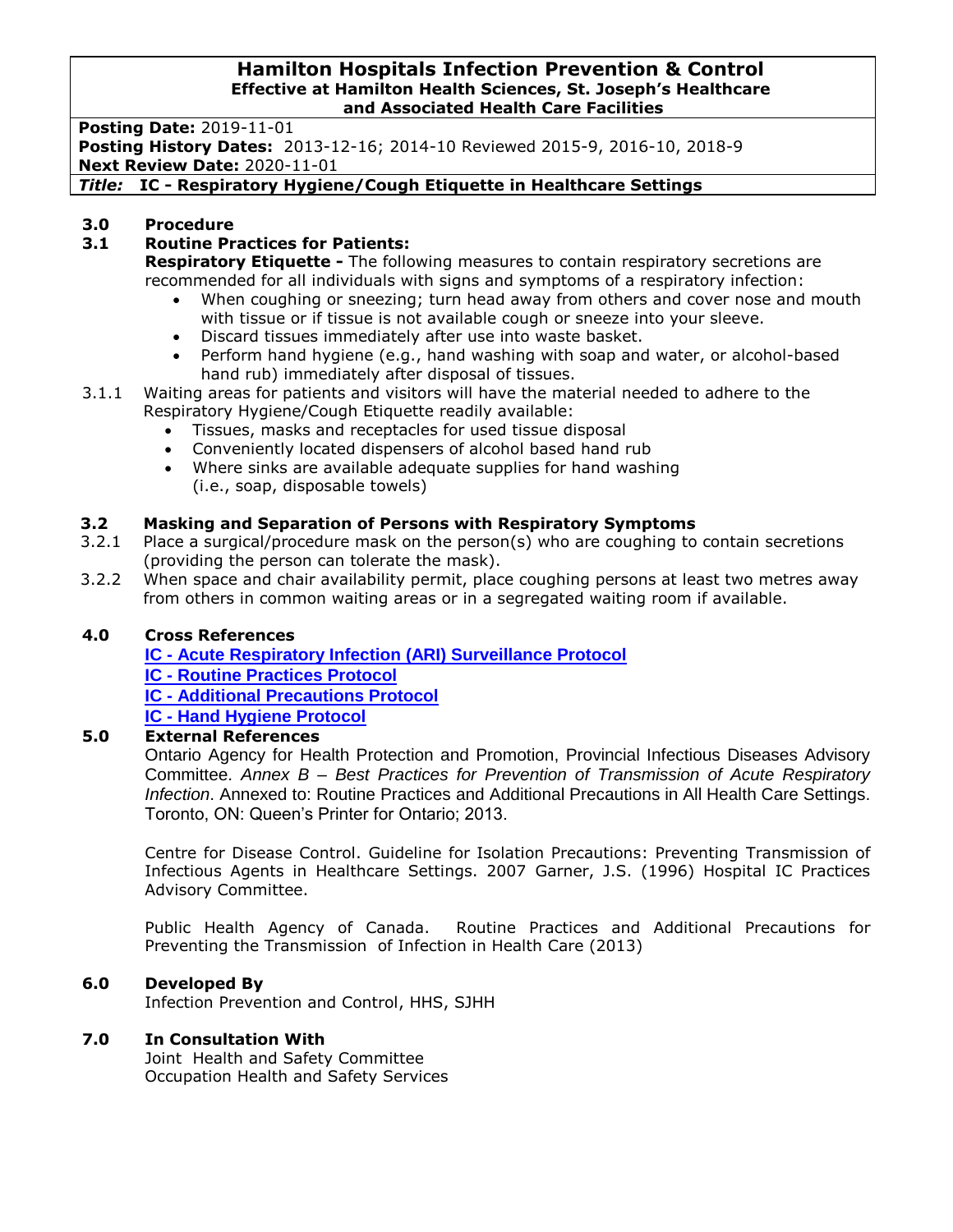**Hamilton Hospitals Infection Prevention & Control**
**Effective at Hamilton Health Sciences, St. Joseph's Healthcare and Associated Health Care Facilities**

**Posting Date:** 2019-11-01
**Posting History Dates:** 2013-12-16; 2014-10 Reviewed 2015-9, 2016-10, 2018-9
**Next Review Date:** 2020-11-01
***Title:*** **IC - Respiratory Hygiene/Cough Etiquette in Healthcare Settings**

## 3.0 Procedure

### 3.1 Routine Practices for Patients:

**Respiratory Etiquette -** The following measures to contain respiratory secretions are recommended for all individuals with signs and symptoms of a respiratory infection:

- When coughing or sneezing; turn head away from others and cover nose and mouth with tissue or if tissue is not available cough or sneeze into your sleeve.
- Discard tissues immediately after use into waste basket.
- Perform hand hygiene (e.g., hand washing with soap and water, or alcohol-based hand rub) immediately after disposal of tissues.

3.1.1 Waiting areas for patients and visitors will have the material needed to adhere to the Respiratory Hygiene/Cough Etiquette readily available:

- Tissues, masks and receptacles for used tissue disposal
- Conveniently located dispensers of alcohol based hand rub
- Where sinks are available adequate supplies for hand washing (i.e., soap, disposable towels)

### 3.2 Masking and Separation of Persons with Respiratory Symptoms

3.2.1 Place a surgical/procedure mask on the person(s) who are coughing to contain secretions (providing the person can tolerate the mask).

3.2.2 When space and chair availability permit, place coughing persons at least two metres away from others in common waiting areas or in a segregated waiting room if available.

## 4.0 Cross References

**IC - Acute Respiratory Infection (ARI) Surveillance Protocol**
**IC - Routine Practices Protocol**
**IC - Additional Precautions Protocol**
**IC - Hand Hygiene Protocol**

## 5.0 External References

Ontario Agency for Health Protection and Promotion, Provincial Infectious Diseases Advisory Committee. *Annex B – Best Practices for Prevention of Transmission of Acute Respiratory Infection*. Annexed to: Routine Practices and Additional Precautions in All Health Care Settings. Toronto, ON: Queen's Printer for Ontario; 2013.

Centre for Disease Control. Guideline for Isolation Precautions: Preventing Transmission of Infectious Agents in Healthcare Settings. 2007 Garner, J.S. (1996) Hospital IC Practices Advisory Committee.

Public Health Agency of Canada. Routine Practices and Additional Precautions for Preventing the Transmission of Infection in Health Care (2013)

## 6.0 Developed By

Infection Prevention and Control, HHS, SJHH

## 7.0 In Consultation With

Joint Health and Safety Committee
Occupation Health and Safety Services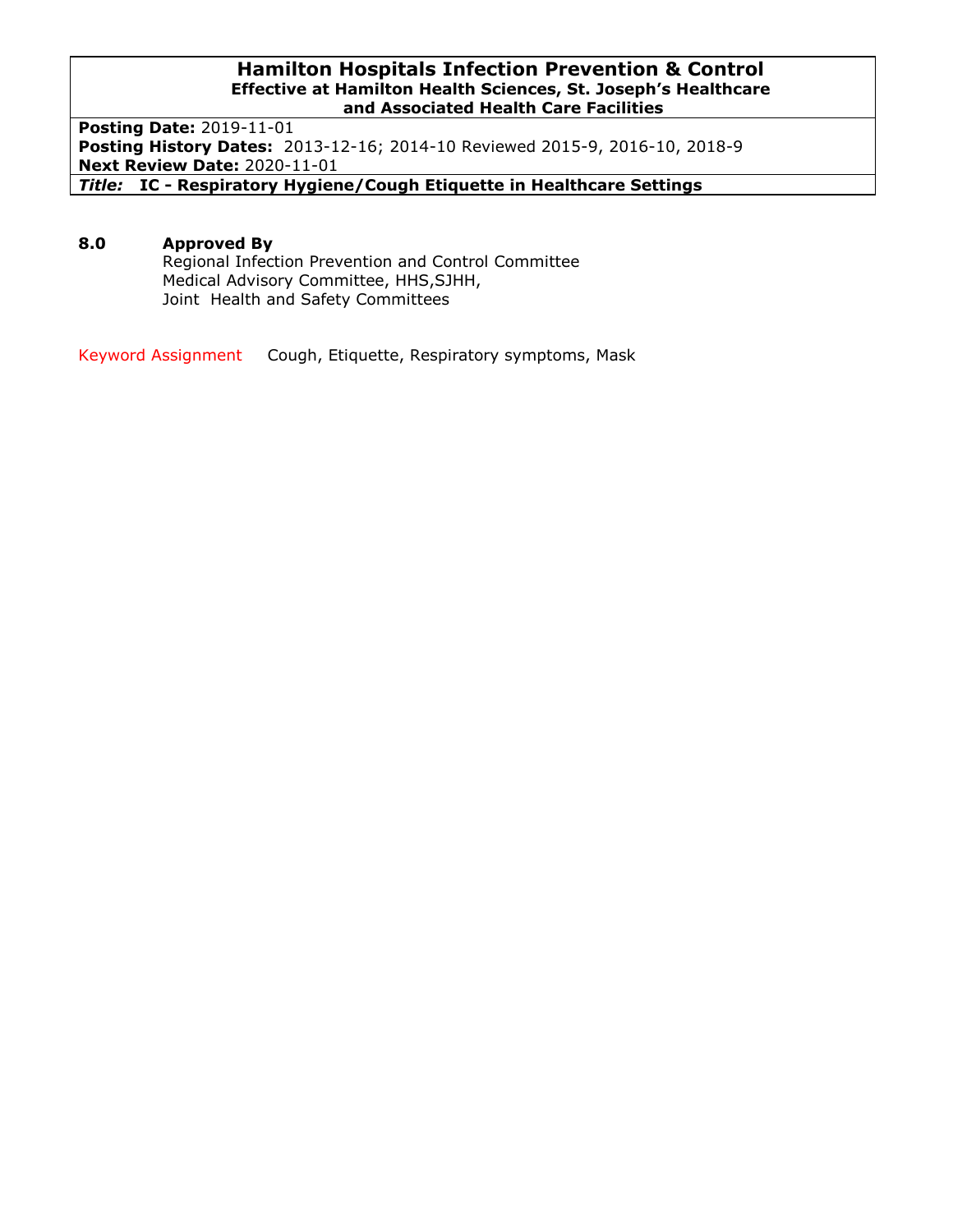### 8.0 Approved By

Regional Infection Prevention and Control Committee
Medical Advisory Committee, HHS,SJHH,
Joint Health and Safety Committees

Keyword Assignment Cough, Etiquette, Respiratory symptoms, Mask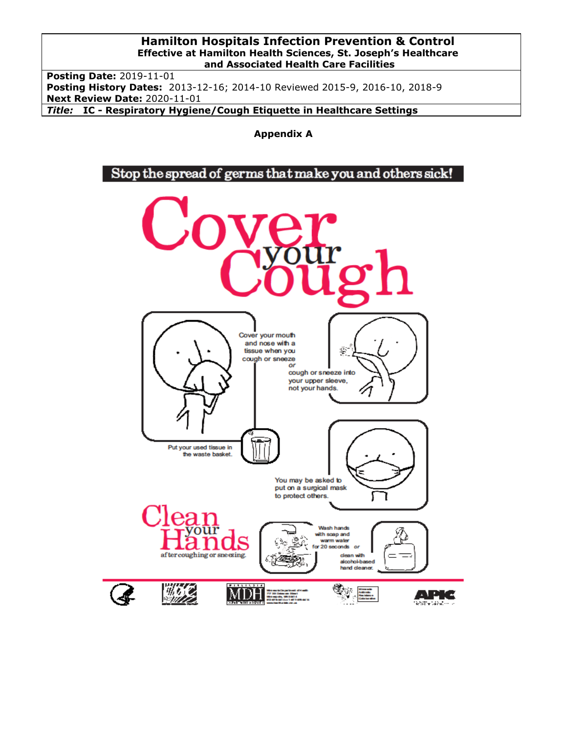**Hamilton Hospitals Infection Prevention & Control**
**Effective at Hamilton Health Sciences, St. Joseph's Healthcare and Associated Health Care Facilities**

**Posting Date:** 2019-11-01
**Posting History Dates:** 2013-12-16; 2014-10 Reviewed 2015-9, 2016-10, 2018-9
**Next Review Date:** 2020-11-01
***Title:*** **IC - Respiratory Hygiene/Cough Etiquette in Healthcare Settings**

**Appendix A**

Stop the spread of germs that make you and others sick!

# Cover your Cough

Cover your mouth and nose with a tissue when you cough or sneeze

*or*

cough or sneeze into your upper sleeve, not your hands.

Put your used tissue in the waste basket.

You may be asked to put on a surgical mask to protect others.

# Clean your Hands

after coughing or sneezing.

Wash hands with soap and warm water for 20 seconds *or* clean with alcohol-based hand cleaner.